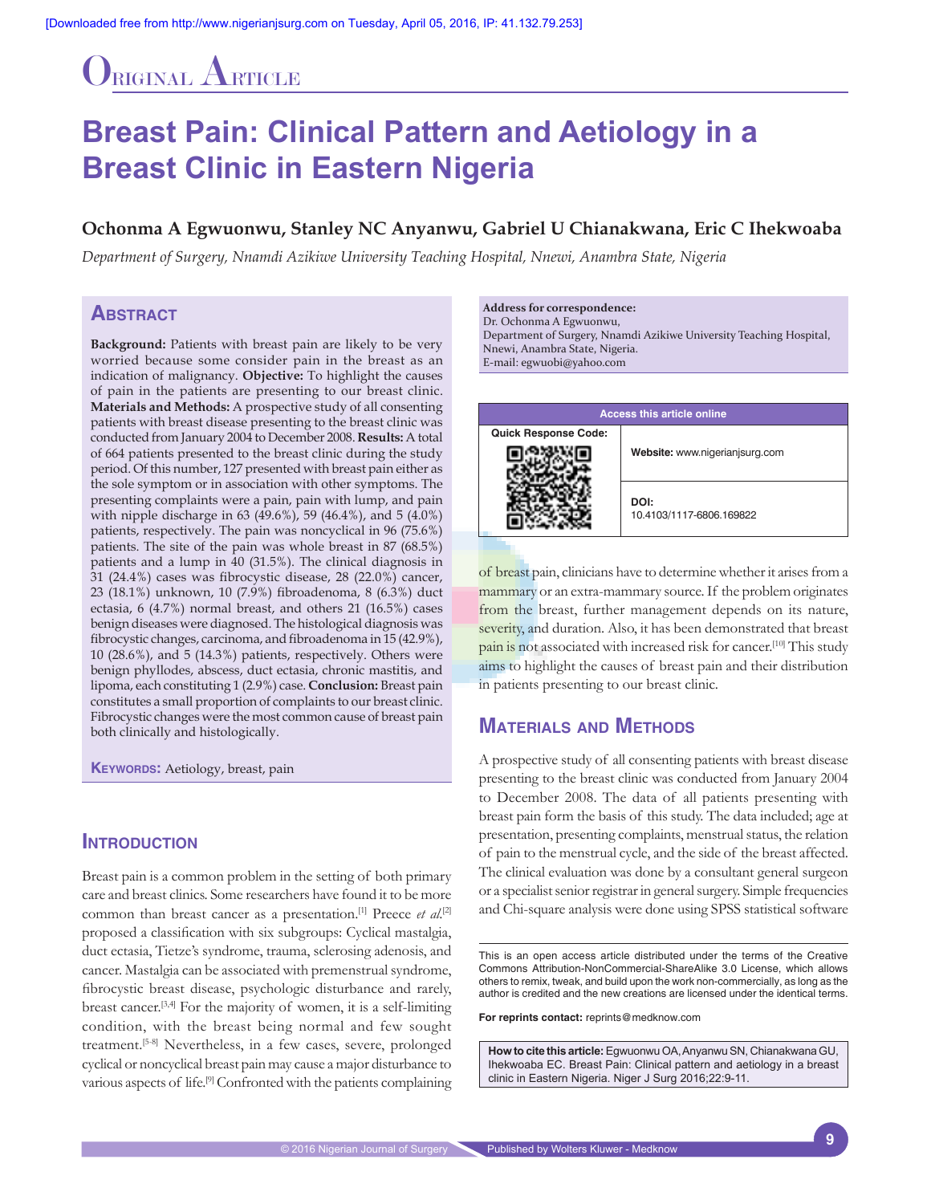# Original Article

# Breast Pain: Clinical Pattern and Aetiology in a Breast Clinic in Eastern Nigeria

**Ochonma A Egwuonwu, Stanley NC Anyanwu, Gabriel U Chianakwana, Eric C Ihekwoaba**

*Department of Surgery, Nnamdi Azikiwe University Teaching Hospital, Nnewi, Anambra State, Nigeria*

## Abstract

**Background:** Patients with breast pain are likely to be very worried because some consider pain in the breast as an indication of malignancy. **Objective:** To highlight the causes of pain in the patients are presenting to our breast clinic. **Materials and Methods:** A prospective study of all consenting patients with breast disease presenting to the breast clinic was conducted from January 2004 to December 2008. **Results:** A total of 664 patients presented to the breast clinic during the study period. Of this number, 127 presented with breast pain either as the sole symptom or in association with other symptoms. The presenting complaints were a pain, pain with lump, and pain with nipple discharge in 63 (49.6%), 59 (46.4%), and 5 (4.0%) patients, respectively. The pain was noncyclical in 96 (75.6%) patients. The site of the pain was whole breast in 87 (68.5%) patients and a lump in 40 (31.5%). The clinical diagnosis in 31 (24.4%) cases was fibrocystic disease, 28 (22.0%) cancer, 23 (18.1%) unknown, 10 (7.9%) fibroadenoma, 8 (6.3%) duct ectasia, 6 (4.7%) normal breast, and others 21 (16.5%) cases benign diseases were diagnosed. The histological diagnosis was fibrocystic changes, carcinoma, and fibroadenoma in 15 (42.9%), 10 (28.6%), and 5 (14.3%) patients, respectively. Others were benign phyllodes, abscess, duct ectasia, chronic mastitis, and lipoma, each constituting 1 (2.9%) case. **Conclusion:** Breast pain constitutes a small proportion of complaints to our breast clinic. Fibrocystic changes were the most common cause of breast pain both clinically and histologically.

**Keywords:** Aetiology, breast, pain

**Address for correspondence:**
Dr. Ochonma A Egwuonwu,
Department of Surgery, Nnamdi Azikiwe University Teaching Hospital, Nnewi, Anambra State, Nigeria.
E-mail: egwuobi@yahoo.com

Access this article online
Website: www.nigerianjsurg.com
DOI: 10.4103/1117-6806.169822

## Introduction

Breast pain is a common problem in the setting of both primary care and breast clinics. Some researchers have found it to be more common than breast cancer as a presentation.[1] Preece *et al.*[2] proposed a classification with six subgroups: Cyclical mastalgia, duct ectasia, Tietze's syndrome, trauma, sclerosing adenosis, and cancer. Mastalgia can be associated with premenstrual syndrome, fibrocystic breast disease, psychologic disturbance and rarely, breast cancer.[3,4] For the majority of women, it is a self-limiting condition, with the breast being normal and few sought treatment.[5-8] Nevertheless, in a few cases, severe, prolonged cyclical or noncyclical breast pain may cause a major disturbance to various aspects of life.[9] Confronted with the patients complaining of breast pain, clinicians have to determine whether it arises from a mammary or an extra-mammary source. If the problem originates from the breast, further management depends on its nature, severity, and duration. Also, it has been demonstrated that breast pain is not associated with increased risk for cancer.[10] This study aims to highlight the causes of breast pain and their distribution in patients presenting to our breast clinic.

## Materials and Methods

A prospective study of all consenting patients with breast disease presenting to the breast clinic was conducted from January 2004 to December 2008. The data of all patients presenting with breast pain form the basis of this study. The data included; age at presentation, presenting complaints, menstrual status, the relation of pain to the menstrual cycle, and the side of the breast affected. The clinical evaluation was done by a consultant general surgeon or a specialist senior registrar in general surgery. Simple frequencies and Chi-square analysis were done using SPSS statistical software

This is an open access article distributed under the terms of the Creative Commons Attribution-NonCommercial-ShareAlike 3.0 License, which allows others to remix, tweak, and build upon the work non-commercially, as long as the author is credited and the new creations are licensed under the identical terms.

**For reprints contact:** reprints@medknow.com

**How to cite this article:** Egwuonwu OA, Anyanwu SN, Chianakwana GU, Ihekwoaba EC. Breast Pain: Clinical pattern and aetiology in a breast clinic in Eastern Nigeria. Niger J Surg 2016;22:9-11.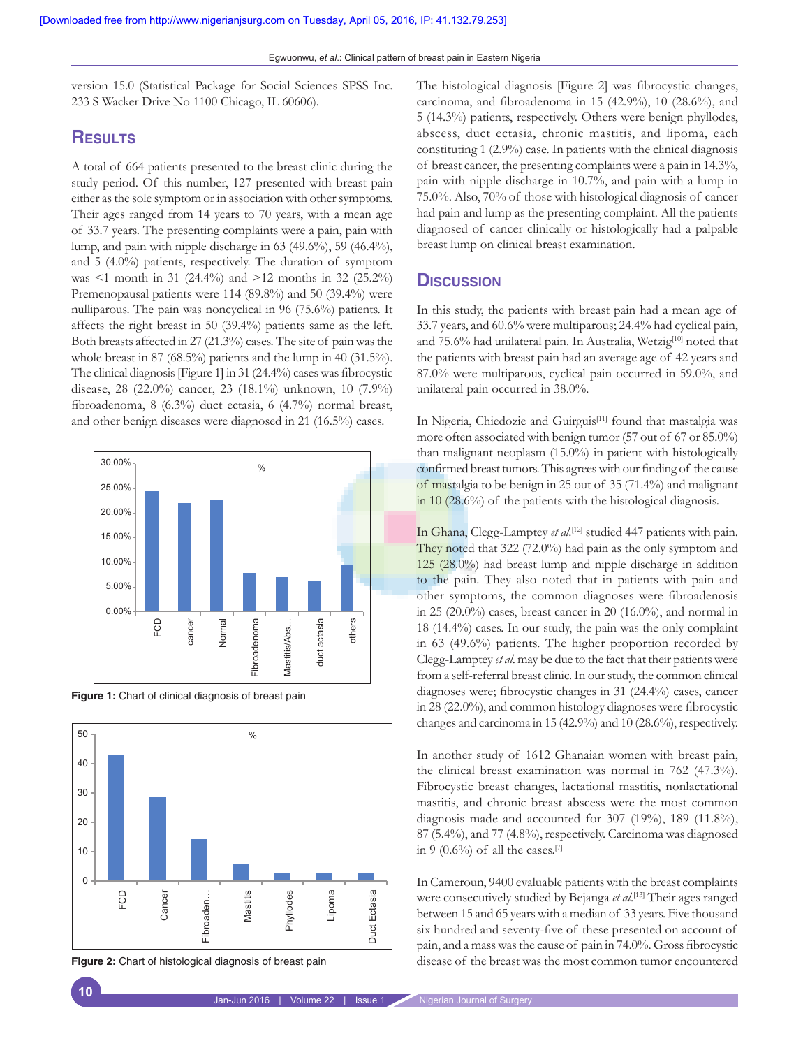version 15.0 (Statistical Package for Social Sciences SPSS Inc. 233 S Wacker Drive No 1100 Chicago, IL 60606).

## Results

A total of 664 patients presented to the breast clinic during the study period. Of this number, 127 presented with breast pain either as the sole symptom or in association with other symptoms. Their ages ranged from 14 years to 70 years, with a mean age of 33.7 years. The presenting complaints were a pain, pain with lump, and pain with nipple discharge in 63 (49.6%), 59 (46.4%), and 5 (4.0%) patients, respectively. The duration of symptom was <1 month in 31 (24.4%) and >12 months in 32 (25.2%) Premenopausal patients were 114 (89.8%) and 50 (39.4%) were nulliparous. The pain was noncyclical in 96 (75.6%) patients. It affects the right breast in 50 (39.4%) patients same as the left. Both breasts affected in 27 (21.3%) cases. The site of pain was the whole breast in 87 (68.5%) patients and the lump in 40 (31.5%). The clinical diagnosis [Figure 1] in 31 (24.4%) cases was fibrocystic disease, 28 (22.0%) cancer, 23 (18.1%) unknown, 10 (7.9%) fibroadenoma, 8 (6.3%) duct ectasia, 6 (4.7%) normal breast, and other benign diseases were diagnosed in 21 (16.5%) cases.

**Figure 1:** Chart of clinical diagnosis of breast pain

**Figure 2:** Chart of histological diagnosis of breast pain

The histological diagnosis [Figure 2] was fibrocystic changes, carcinoma, and fibroadenoma in 15 (42.9%), 10 (28.6%), and 5 (14.3%) patients, respectively. Others were benign phyllodes, abscess, duct ectasia, chronic mastitis, and lipoma, each constituting 1 (2.9%) case. In patients with the clinical diagnosis of breast cancer, the presenting complaints were a pain in 14.3%, pain with nipple discharge in 10.7%, and pain with a lump in 75.0%. Also, 70% of those with histological diagnosis of cancer had pain and lump as the presenting complaint. All the patients diagnosed of cancer clinically or histologically had a palpable breast lump on clinical breast examination.

## Discussion

In this study, the patients with breast pain had a mean age of 33.7 years, and 60.6% were multiparous; 24.4% had cyclical pain, and 75.6% had unilateral pain. In Australia, Wetzig[10] noted that the patients with breast pain had an average age of 42 years and 87.0% were multiparous, cyclical pain occurred in 59.0%, and unilateral pain occurred in 38.0%.

In Nigeria, Chiedozie and Guirguis[11] found that mastalgia was more often associated with benign tumor (57 out of 67 or 85.0%) than malignant neoplasm (15.0%) in patient with histologically confirmed breast tumors. This agrees with our finding of the cause of mastalgia to be benign in 25 out of 35 (71.4%) and malignant in 10 (28.6%) of the patients with the histological diagnosis.

In Ghana, Clegg-Lamptey *et al.*[12] studied 447 patients with pain. They noted that 322 (72.0%) had pain as the only symptom and 125 (28.0%) had breast lump and nipple discharge in addition to the pain. They also noted that in patients with pain and other symptoms, the common diagnoses were fibroadenosis in 25 (20.0%) cases, breast cancer in 20 (16.0%), and normal in 18 (14.4%) cases. In our study, the pain was the only complaint in 63 (49.6%) patients. The higher proportion recorded by Clegg-Lamptey *et al.* may be due to the fact that their patients were from a self-referral breast clinic. In our study, the common clinical diagnoses were; fibrocystic changes in 31 (24.4%) cases, cancer in 28 (22.0%), and common histology diagnoses were fibrocystic changes and carcinoma in 15 (42.9%) and 10 (28.6%), respectively.

In another study of 1612 Ghanaian women with breast pain, the clinical breast examination was normal in 762 (47.3%). Fibrocystic breast changes, lactational mastitis, nonlactational mastitis, and chronic breast abscess were the most common diagnosis made and accounted for 307 (19%), 189 (11.8%), 87 (5.4%), and 77 (4.8%), respectively. Carcinoma was diagnosed in 9 (0.6%) of all the cases.[7]

In Cameroun, 9400 evaluable patients with the breast complaints were consecutively studied by Bejanga *et al.*[13] Their ages ranged between 15 and 65 years with a median of 33 years. Five thousand six hundred and seventy-five of these presented on account of pain, and a mass was the cause of pain in 74.0%. Gross fibrocystic disease of the breast was the most common tumor encountered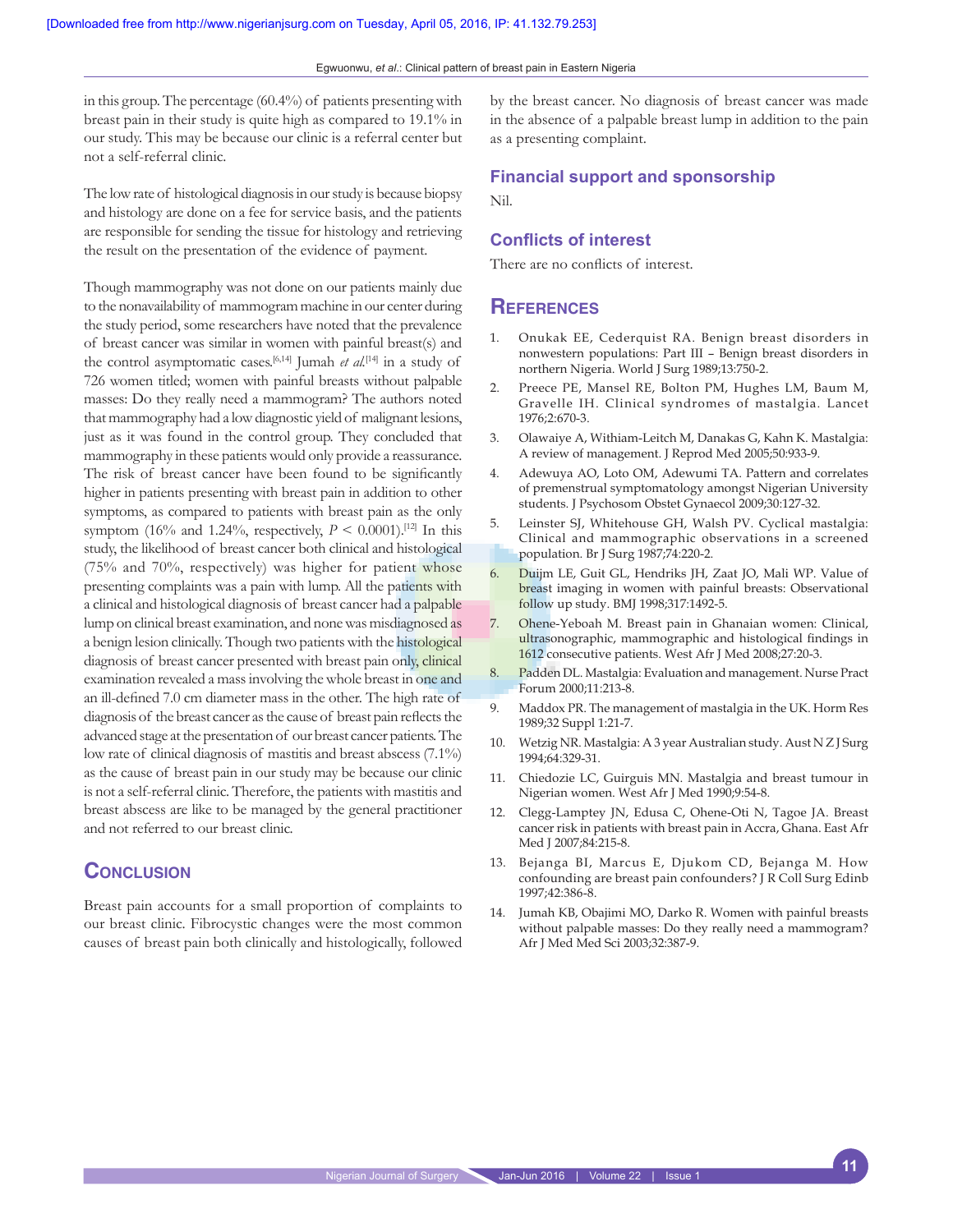in this group. The percentage (60.4%) of patients presenting with breast pain in their study is quite high as compared to 19.1% in our study. This may be because our clinic is a referral center but not a self-referral clinic.

The low rate of histological diagnosis in our study is because biopsy and histology are done on a fee for service basis, and the patients are responsible for sending the tissue for histology and retrieving the result on the presentation of the evidence of payment.

Though mammography was not done on our patients mainly due to the nonavailability of mammogram machine in our center during the study period, some researchers have noted that the prevalence of breast cancer was similar in women with painful breast(s) and the control asymptomatic cases.[6,14] Jumah *et al.*[14] in a study of 726 women titled; women with painful breasts without palpable masses: Do they really need a mammogram? The authors noted that mammography had a low diagnostic yield of malignant lesions, just as it was found in the control group. They concluded that mammography in these patients would only provide a reassurance. The risk of breast cancer have been found to be significantly higher in patients presenting with breast pain in addition to other symptoms, as compared to patients with breast pain as the only symptom (16% and 1.24%, respectively, $P < 0.0001$).[12] In this study, the likelihood of breast cancer both clinical and histological (75% and 70%, respectively) was higher for patient whose presenting complaints was a pain with lump. All the patients with a clinical and histological diagnosis of breast cancer had a palpable lump on clinical breast examination, and none was misdiagnosed as a benign lesion clinically. Though two patients with the histological diagnosis of breast cancer presented with breast pain only, clinical examination revealed a mass involving the whole breast in one and an ill-defined 7.0 cm diameter mass in the other. The high rate of diagnosis of the breast cancer as the cause of breast pain reflects the advanced stage at the presentation of our breast cancer patients. The low rate of clinical diagnosis of mastitis and breast abscess (7.1%) as the cause of breast pain in our study may be because our clinic is not a self-referral clinic. Therefore, the patients with mastitis and breast abscess are like to be managed by the general practitioner and not referred to our breast clinic.

## Conclusion

Breast pain accounts for a small proportion of complaints to our breast clinic. Fibrocystic changes were the most common causes of breast pain both clinically and histologically, followed by the breast cancer. No diagnosis of breast cancer was made in the absence of a palpable breast lump in addition to the pain as a presenting complaint.

### Financial support and sponsorship

Nil.

### Conflicts of interest

There are no conflicts of interest.

## References

1. Onukak EE, Cederquist RA. Benign breast disorders in nonwestern populations: Part III – Benign breast disorders in northern Nigeria. World J Surg 1989;13:750-2.
2. Preece PE, Mansel RE, Bolton PM, Hughes LM, Baum M, Gravelle IH. Clinical syndromes of mastalgia. Lancet 1976;2:670-3.
3. Olawaiye A, Withiam-Leitch M, Danakas G, Kahn K. Mastalgia: A review of management. J Reprod Med 2005;50:933-9.
4. Adewuya AO, Loto OM, Adewumi TA. Pattern and correlates of premenstrual symptomatology amongst Nigerian University students. J Psychosom Obstet Gynaecol 2009;30:127-32.
5. Leinster SJ, Whitehouse GH, Walsh PV. Cyclical mastalgia: Clinical and mammographic observations in a screened population. Br J Surg 1987;74:220-2.
6. Duijm LE, Guit GL, Hendriks JH, Zaat JO, Mali WP. Value of breast imaging in women with painful breasts: Observational follow up study. BMJ 1998;317:1492-5.
7. Ohene-Yeboah M. Breast pain in Ghanaian women: Clinical, ultrasonographic, mammographic and histological findings in 1612 consecutive patients. West Afr J Med 2008;27:20-3.
8. Padden DL. Mastalgia: Evaluation and management. Nurse Pract Forum 2000;11:213-8.
9. Maddox PR. The management of mastalgia in the UK. Horm Res 1989;32 Suppl 1:21-7.
10. Wetzig NR. Mastalgia: A 3 year Australian study. Aust N Z J Surg 1994;64:329-31.
11. Chiedozie LC, Guirguis MN. Mastalgia and breast tumour in Nigerian women. West Afr J Med 1990;9:54-8.
12. Clegg-Lamptey JN, Edusa C, Ohene-Oti N, Tagoe JA. Breast cancer risk in patients with breast pain in Accra, Ghana. East Afr Med J 2007;84:215-8.
13. Bejanga BI, Marcus E, Djukom CD, Bejanga M. How confounding are breast pain confounders? J R Coll Surg Edinb 1997;42:386-8.
14. Jumah KB, Obajimi MO, Darko R. Women with painful breasts without palpable masses: Do they really need a mammogram? Afr J Med Med Sci 2003;32:387-9.